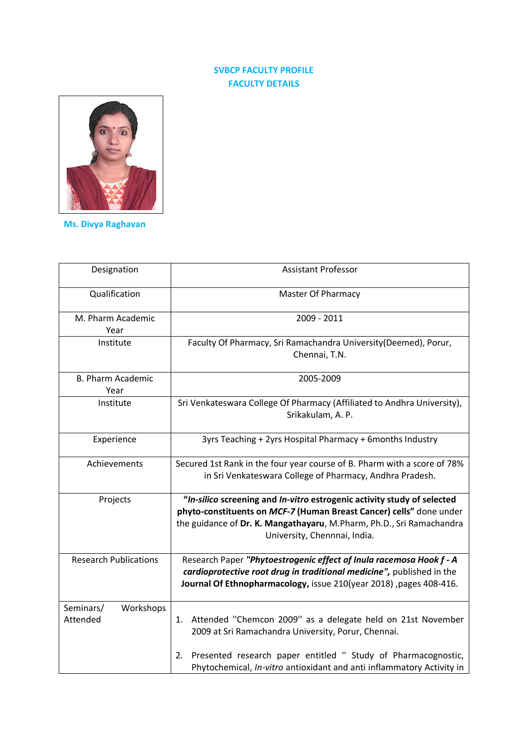# SVBCP FACULTY PROFILE
## FACULTY DETAILS

**Ms. Divya Raghavan**

| Designation | Assistant Professor |
|---|---|
| Qualification | Master Of Pharmacy |
| M. Pharm Academic Year | 2009 - 2011 |
| Institute | Faculty Of Pharmacy, Sri Ramachandra University(Deemed), Porur, Chennai, T.N. |
| B. Pharm Academic Year | 2005-2009 |
| Institute | Sri Venkateswara College Of Pharmacy (Affiliated to Andhra University), Srikakulam, A. P. |
| Experience | 3yrs Teaching + 2yrs Hospital Pharmacy + 6months Industry |
| Achievements | Secured 1st Rank in the four year course of B. Pharm with a score of 78% in Sri Venkateswara College of Pharmacy, Andhra Pradesh. |
| Projects | **"*In-silico* screening and *In-vitro* estrogenic activity study of selected phyto-constituents on *MCF-7* (Human Breast Cancer) cells"** done under the guidance of **Dr. K. Mangathayaru**, M.Pharm, Ph.D., Sri Ramachandra University, Chennnai, India. |
| Research Publications | Research Paper ***"Phytoestrogenic effect of Inula racemosa Hook f - A cardioprotective root drug in traditional medicine",*** published in the **Journal Of Ethnopharmacology,** issue 210(year 2018) ,pages 408-416. |
| Seminars/ Workshops Attended | 1. Attended "Chemcon 2009" as a delegate held on 21st November 2009 at Sri Ramachandra University, Porur, Chennai.<br><br>2. Presented research paper entitled " Study of Pharmacognostic, Phytochemical, *In-vitro* antioxidant and anti inflammatory Activity in |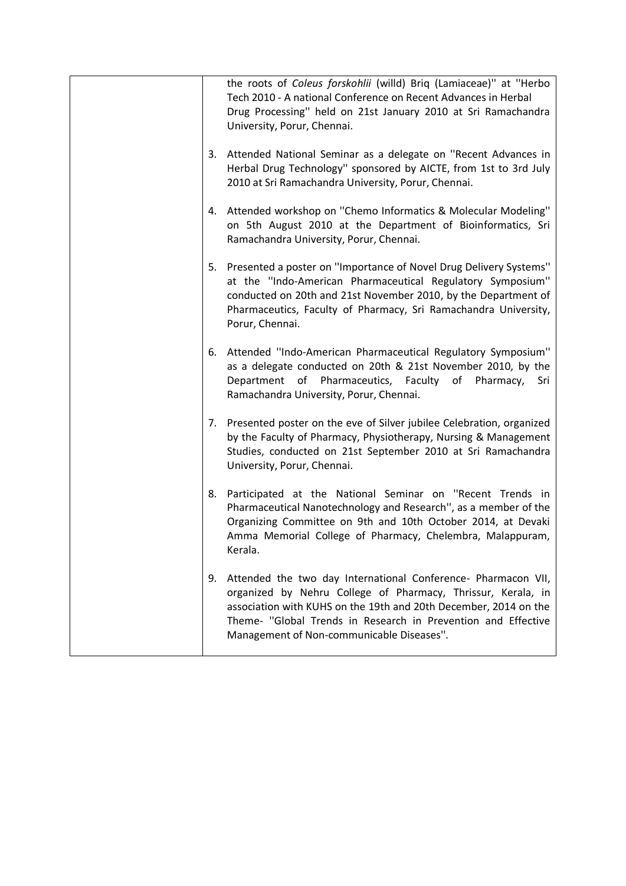| | |
|---|---|
| | the roots of *Coleus forskohlii* (willd) Briq (Lamiaceae)'' at ''Herbo Tech 2010 - A national Conference on Recent Advances in Herbal Drug Processing'' held on 21st January 2010 at Sri Ramachandra University, Porur, Chennai.<br><br>3. Attended National Seminar as a delegate on ''Recent Advances in Herbal Drug Technology'' sponsored by AICTE, from 1st to 3rd July 2010 at Sri Ramachandra University, Porur, Chennai.<br><br>4. Attended workshop on ''Chemo Informatics & Molecular Modeling'' on 5th August 2010 at the Department of Bioinformatics, Sri Ramachandra University, Porur, Chennai.<br><br>5. Presented a poster on ''Importance of Novel Drug Delivery Systems'' at the ''Indo-American Pharmaceutical Regulatory Symposium'' conducted on 20th and 21st November 2010, by the Department of Pharmaceutics, Faculty of Pharmacy, Sri Ramachandra University, Porur, Chennai.<br><br>6. Attended ''Indo-American Pharmaceutical Regulatory Symposium'' as a delegate conducted on 20th & 21st November 2010, by the Department of Pharmaceutics, Faculty of Pharmacy, Sri Ramachandra University, Porur, Chennai.<br><br>7. Presented poster on the eve of Silver jubilee Celebration, organized by the Faculty of Pharmacy, Physiotherapy, Nursing & Management Studies, conducted on 21st September 2010 at Sri Ramachandra University, Porur, Chennai.<br><br>8. Participated at the National Seminar on ''Recent Trends in Pharmaceutical Nanotechnology and Research'', as a member of the Organizing Committee on 9th and 10th October 2014, at Devaki Amma Memorial College of Pharmacy, Chelembra, Malappuram, Kerala.<br><br>9. Attended the two day International Conference- Pharmacon VII, organized by Nehru College of Pharmacy, Thrissur, Kerala, in association with KUHS on the 19th and 20th December, 2014 on the Theme- ''Global Trends in Research in Prevention and Effective Management of Non-communicable Diseases''. |